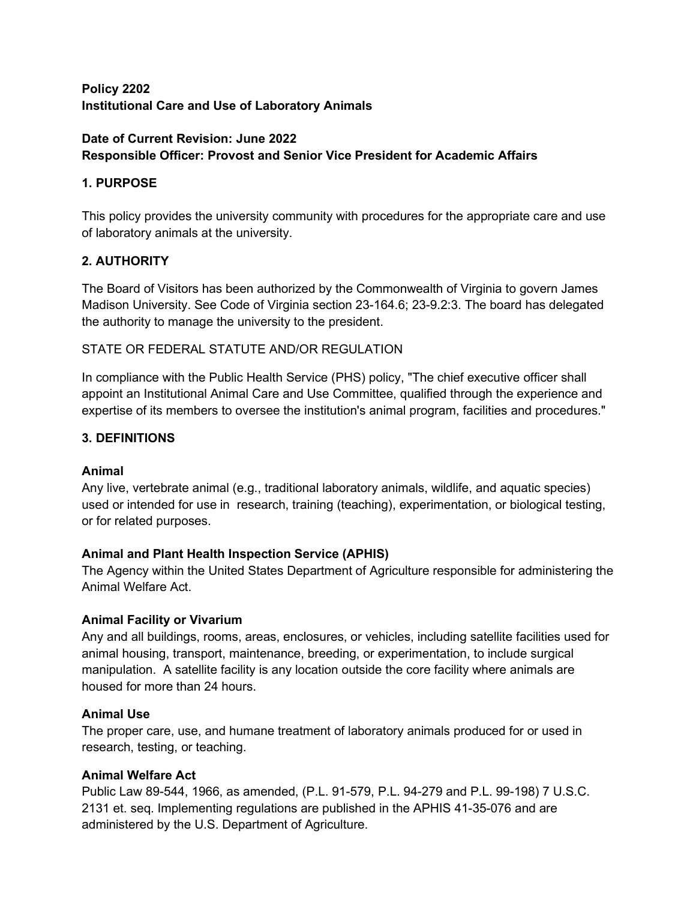**Policy 2202**
**Institutional Care and Use of Laboratory Animals**

**Date of Current Revision: June 2022**
**Responsible Officer: Provost and Senior Vice President for Academic Affairs**

## 1. PURPOSE

This policy provides the university community with procedures for the appropriate care and use of laboratory animals at the university.

## 2. AUTHORITY

The Board of Visitors has been authorized by the Commonwealth of Virginia to govern James Madison University. See Code of Virginia section 23-164.6; 23-9.2:3. The board has delegated the authority to manage the university to the president.

STATE OR FEDERAL STATUTE AND/OR REGULATION

In compliance with the Public Health Service (PHS) policy, "The chief executive officer shall appoint an Institutional Animal Care and Use Committee, qualified through the experience and expertise of its members to oversee the institution's animal program, facilities and procedures."

## 3. DEFINITIONS

**Animal**
Any live, vertebrate animal (e.g., traditional laboratory animals, wildlife, and aquatic species) used or intended for use in research, training (teaching), experimentation, or biological testing, or for related purposes.

**Animal and Plant Health Inspection Service (APHIS)**
The Agency within the United States Department of Agriculture responsible for administering the Animal Welfare Act.

**Animal Facility or Vivarium**
Any and all buildings, rooms, areas, enclosures, or vehicles, including satellite facilities used for animal housing, transport, maintenance, breeding, or experimentation, to include surgical manipulation. A satellite facility is any location outside the core facility where animals are housed for more than 24 hours.

**Animal Use**
The proper care, use, and humane treatment of laboratory animals produced for or used in research, testing, or teaching.

**Animal Welfare Act**
Public Law 89-544, 1966, as amended, (P.L. 91-579, P.L. 94-279 and P.L. 99-198) 7 U.S.C. 2131 et. seq. Implementing regulations are published in the APHIS 41-35-076 and are administered by the U.S. Department of Agriculture.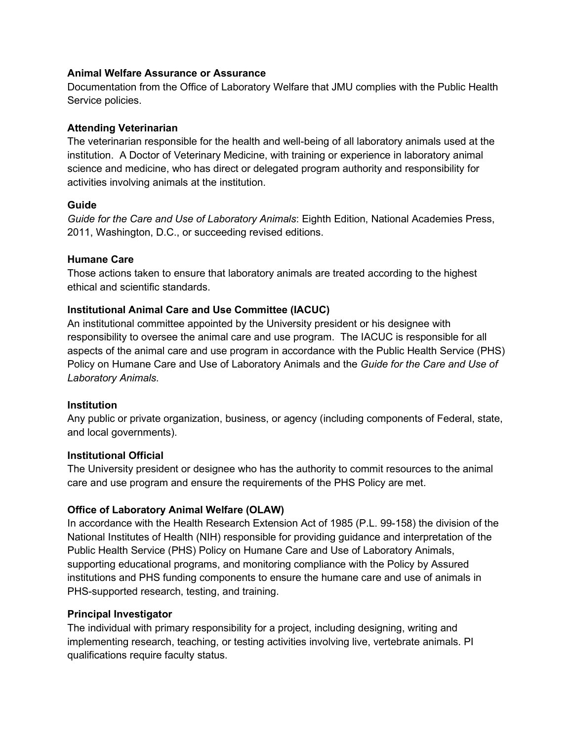**Animal Welfare Assurance or Assurance**

Documentation from the Office of Laboratory Welfare that JMU complies with the Public Health Service policies.

**Attending Veterinarian**

The veterinarian responsible for the health and well-being of all laboratory animals used at the institution. A Doctor of Veterinary Medicine, with training or experience in laboratory animal science and medicine, who has direct or delegated program authority and responsibility for activities involving animals at the institution.

**Guide**

*Guide for the Care and Use of Laboratory Animals*: Eighth Edition, National Academies Press, 2011, Washington, D.C., or succeeding revised editions.

**Humane Care**

Those actions taken to ensure that laboratory animals are treated according to the highest ethical and scientific standards.

**Institutional Animal Care and Use Committee (IACUC)**

An institutional committee appointed by the University president or his designee with responsibility to oversee the animal care and use program. The IACUC is responsible for all aspects of the animal care and use program in accordance with the Public Health Service (PHS) Policy on Humane Care and Use of Laboratory Animals and the *Guide for the Care and Use of Laboratory Animals*.

**Institution**

Any public or private organization, business, or agency (including components of Federal, state, and local governments).

**Institutional Official**

The University president or designee who has the authority to commit resources to the animal care and use program and ensure the requirements of the PHS Policy are met.

**Office of Laboratory Animal Welfare (OLAW)**

In accordance with the Health Research Extension Act of 1985 (P.L. 99-158) the division of the National Institutes of Health (NIH) responsible for providing guidance and interpretation of the Public Health Service (PHS) Policy on Humane Care and Use of Laboratory Animals, supporting educational programs, and monitoring compliance with the Policy by Assured institutions and PHS funding components to ensure the humane care and use of animals in PHS-supported research, testing, and training.

**Principal Investigator**

The individual with primary responsibility for a project, including designing, writing and implementing research, teaching, or testing activities involving live, vertebrate animals. PI qualifications require faculty status.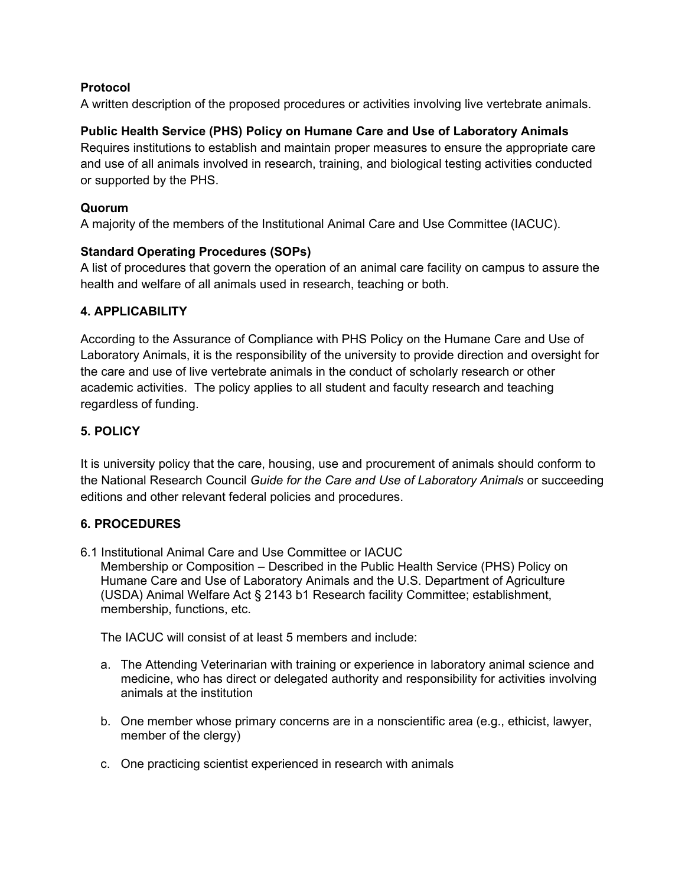**Protocol**
A written description of the proposed procedures or activities involving live vertebrate animals.

**Public Health Service (PHS) Policy on Humane Care and Use of Laboratory Animals**
Requires institutions to establish and maintain proper measures to ensure the appropriate care and use of all animals involved in research, training, and biological testing activities conducted or supported by the PHS.

**Quorum**
A majority of the members of the Institutional Animal Care and Use Committee (IACUC).

**Standard Operating Procedures (SOPs)**
A list of procedures that govern the operation of an animal care facility on campus to assure the health and welfare of all animals used in research, teaching or both.

## 4. APPLICABILITY

According to the Assurance of Compliance with PHS Policy on the Humane Care and Use of Laboratory Animals, it is the responsibility of the university to provide direction and oversight for the care and use of live vertebrate animals in the conduct of scholarly research or other academic activities. The policy applies to all student and faculty research and teaching regardless of funding.

## 5. POLICY

It is university policy that the care, housing, use and procurement of animals should conform to the National Research Council *Guide for the Care and Use of Laboratory Animals* or succeeding editions and other relevant federal policies and procedures.

## 6. PROCEDURES

6.1 Institutional Animal Care and Use Committee or IACUC
Membership or Composition – Described in the Public Health Service (PHS) Policy on Humane Care and Use of Laboratory Animals and the U.S. Department of Agriculture (USDA) Animal Welfare Act § 2143 b1 Research facility Committee; establishment, membership, functions, etc.

The IACUC will consist of at least 5 members and include:

a. The Attending Veterinarian with training or experience in laboratory animal science and medicine, who has direct or delegated authority and responsibility for activities involving animals at the institution

b. One member whose primary concerns are in a nonscientific area (e.g., ethicist, lawyer, member of the clergy)

c. One practicing scientist experienced in research with animals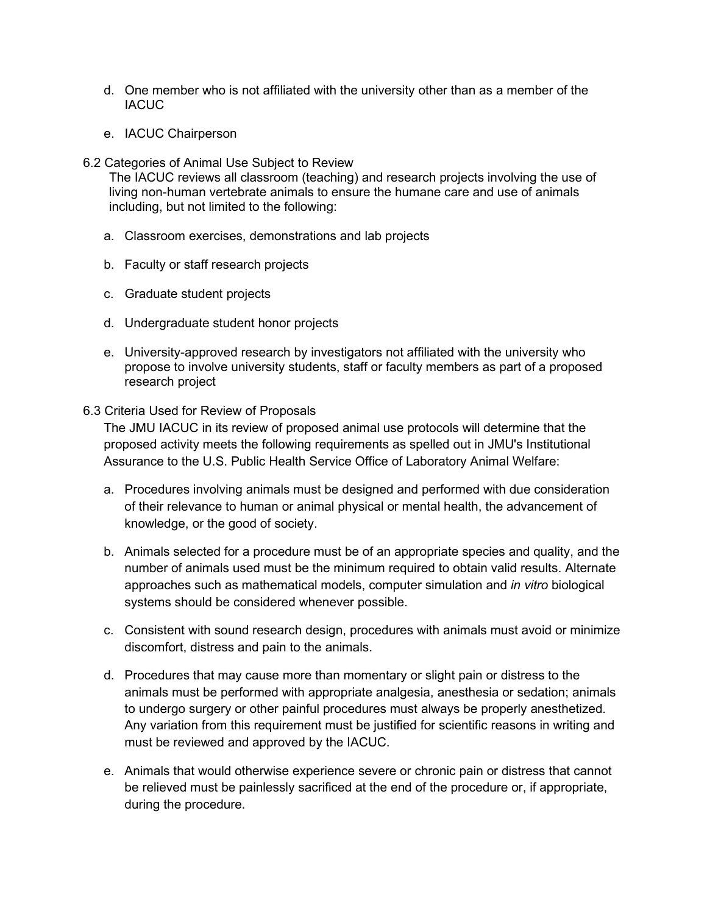d. One member who is not affiliated with the university other than as a member of the IACUC

e. IACUC Chairperson

6.2 Categories of Animal Use Subject to Review

The IACUC reviews all classroom (teaching) and research projects involving the use of living non-human vertebrate animals to ensure the humane care and use of animals including, but not limited to the following:

a. Classroom exercises, demonstrations and lab projects

b. Faculty or staff research projects

c. Graduate student projects

d. Undergraduate student honor projects

e. University-approved research by investigators not affiliated with the university who propose to involve university students, staff or faculty members as part of a proposed research project

6.3 Criteria Used for Review of Proposals

The JMU IACUC in its review of proposed animal use protocols will determine that the proposed activity meets the following requirements as spelled out in JMU's Institutional Assurance to the U.S. Public Health Service Office of Laboratory Animal Welfare:

a. Procedures involving animals must be designed and performed with due consideration of their relevance to human or animal physical or mental health, the advancement of knowledge, or the good of society.

b. Animals selected for a procedure must be of an appropriate species and quality, and the number of animals used must be the minimum required to obtain valid results. Alternate approaches such as mathematical models, computer simulation and *in vitro* biological systems should be considered whenever possible.

c. Consistent with sound research design, procedures with animals must avoid or minimize discomfort, distress and pain to the animals.

d. Procedures that may cause more than momentary or slight pain or distress to the animals must be performed with appropriate analgesia, anesthesia or sedation; animals to undergo surgery or other painful procedures must always be properly anesthetized. Any variation from this requirement must be justified for scientific reasons in writing and must be reviewed and approved by the IACUC.

e. Animals that would otherwise experience severe or chronic pain or distress that cannot be relieved must be painlessly sacrificed at the end of the procedure or, if appropriate, during the procedure.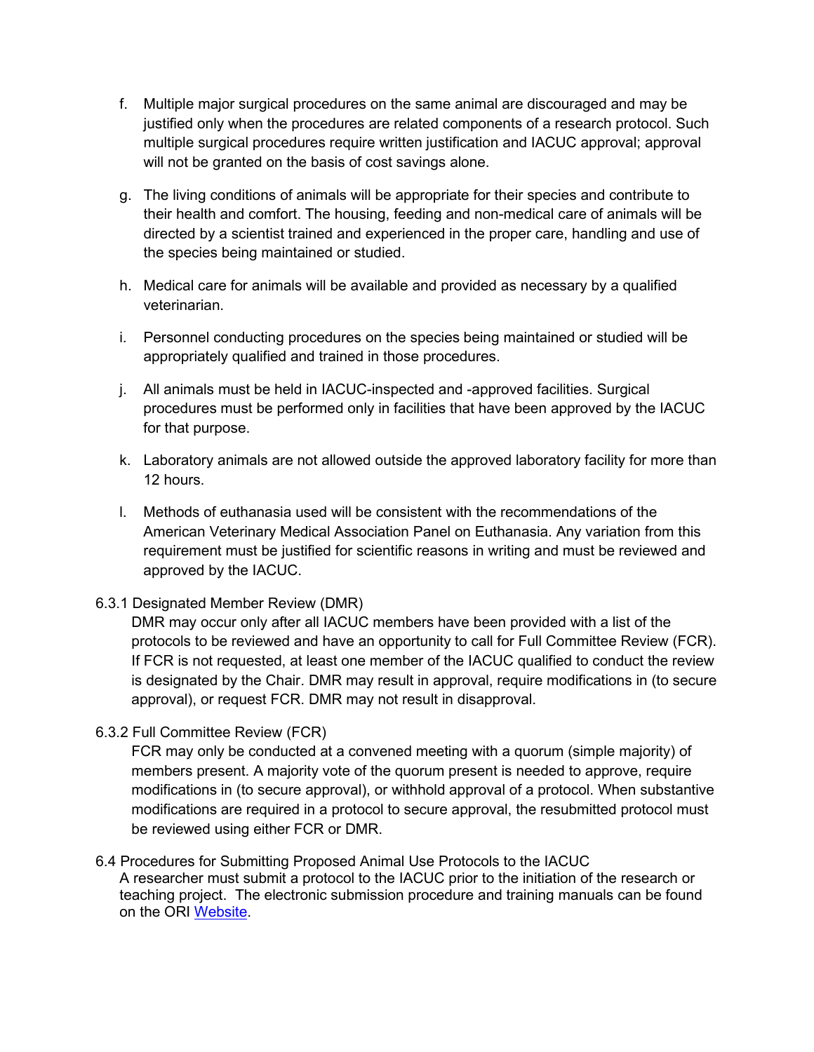f. Multiple major surgical procedures on the same animal are discouraged and may be justified only when the procedures are related components of a research protocol. Such multiple surgical procedures require written justification and IACUC approval; approval will not be granted on the basis of cost savings alone.

g. The living conditions of animals will be appropriate for their species and contribute to their health and comfort. The housing, feeding and non-medical care of animals will be directed by a scientist trained and experienced in the proper care, handling and use of the species being maintained or studied.

h. Medical care for animals will be available and provided as necessary by a qualified veterinarian.

i. Personnel conducting procedures on the species being maintained or studied will be appropriately qualified and trained in those procedures.

j. All animals must be held in IACUC-inspected and -approved facilities. Surgical procedures must be performed only in facilities that have been approved by the IACUC for that purpose.

k. Laboratory animals are not allowed outside the approved laboratory facility for more than 12 hours.

l. Methods of euthanasia used will be consistent with the recommendations of the American Veterinary Medical Association Panel on Euthanasia. Any variation from this requirement must be justified for scientific reasons in writing and must be reviewed and approved by the IACUC.

6.3.1 Designated Member Review (DMR)

DMR may occur only after all IACUC members have been provided with a list of the protocols to be reviewed and have an opportunity to call for Full Committee Review (FCR). If FCR is not requested, at least one member of the IACUC qualified to conduct the review is designated by the Chair. DMR may result in approval, require modifications in (to secure approval), or request FCR. DMR may not result in disapproval.

6.3.2 Full Committee Review (FCR)

FCR may only be conducted at a convened meeting with a quorum (simple majority) of members present. A majority vote of the quorum present is needed to approve, require modifications in (to secure approval), or withhold approval of a protocol. When substantive modifications are required in a protocol to secure approval, the resubmitted protocol must be reviewed using either FCR or DMR.

6.4 Procedures for Submitting Proposed Animal Use Protocols to the IACUC

A researcher must submit a protocol to the IACUC prior to the initiation of the research or teaching project. The electronic submission procedure and training manuals can be found on the ORI Website.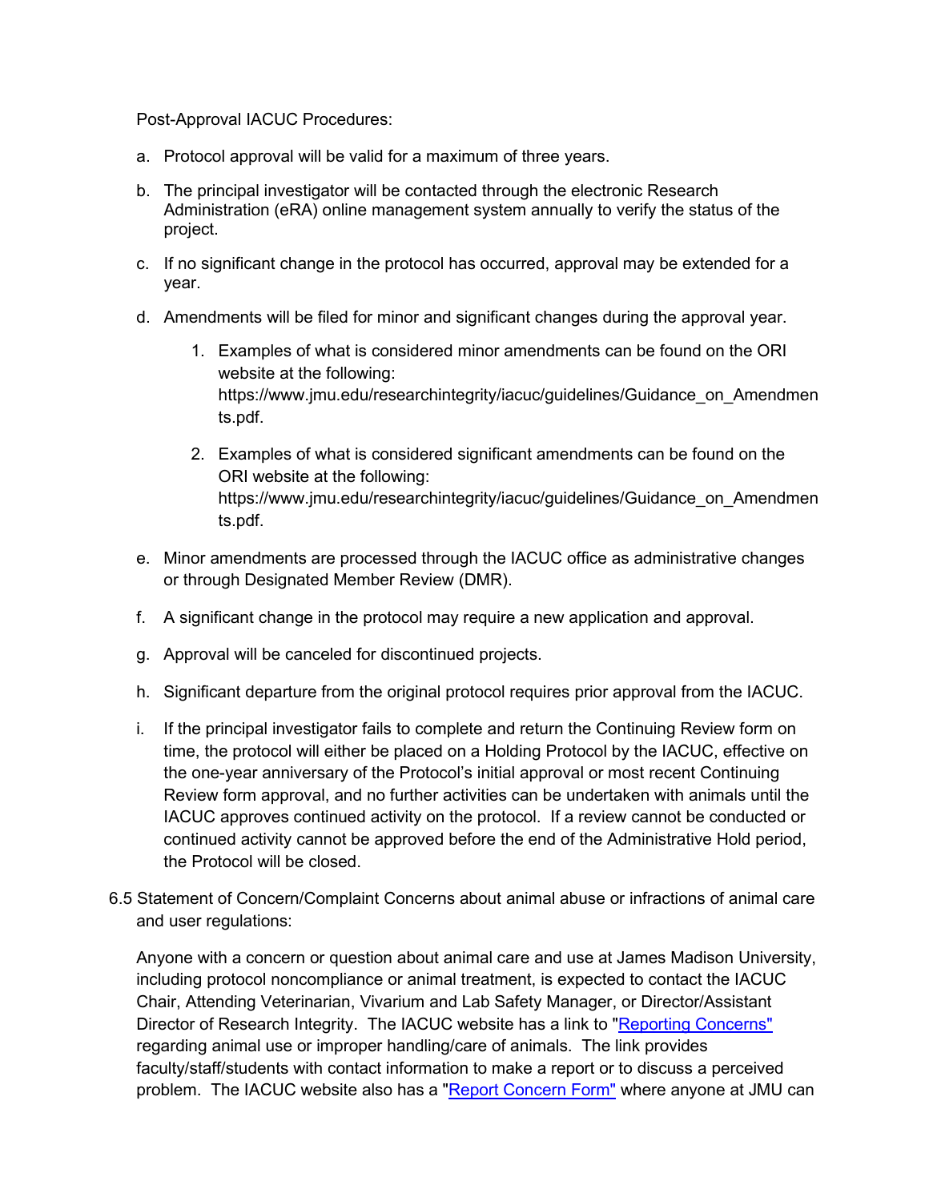Post-Approval IACUC Procedures:

a. Protocol approval will be valid for a maximum of three years.

b. The principal investigator will be contacted through the electronic Research Administration (eRA) online management system annually to verify the status of the project.

c. If no significant change in the protocol has occurred, approval may be extended for a year.

d. Amendments will be filed for minor and significant changes during the approval year.

   1. Examples of what is considered minor amendments can be found on the ORI website at the following: https://www.jmu.edu/researchintegrity/iacuc/guidelines/Guidance_on_Amendments.pdf.

   2. Examples of what is considered significant amendments can be found on the ORI website at the following: https://www.jmu.edu/researchintegrity/iacuc/guidelines/Guidance_on_Amendments.pdf.

e. Minor amendments are processed through the IACUC office as administrative changes or through Designated Member Review (DMR).

f. A significant change in the protocol may require a new application and approval.

g. Approval will be canceled for discontinued projects.

h. Significant departure from the original protocol requires prior approval from the IACUC.

i. If the principal investigator fails to complete and return the Continuing Review form on time, the protocol will either be placed on a Holding Protocol by the IACUC, effective on the one-year anniversary of the Protocol's initial approval or most recent Continuing Review form approval, and no further activities can be undertaken with animals until the IACUC approves continued activity on the protocol. If a review cannot be conducted or continued activity cannot be approved before the end of the Administrative Hold period, the Protocol will be closed.

6.5 Statement of Concern/Complaint Concerns about animal abuse or infractions of animal care and user regulations:

Anyone with a concern or question about animal care and use at James Madison University, including protocol noncompliance or animal treatment, is expected to contact the IACUC Chair, Attending Veterinarian, Vivarium and Lab Safety Manager, or Director/Assistant Director of Research Integrity. The IACUC website has a link to "Reporting Concerns" regarding animal use or improper handling/care of animals. The link provides faculty/staff/students with contact information to make a report or to discuss a perceived problem. The IACUC website also has a "Report Concern Form" where anyone at JMU can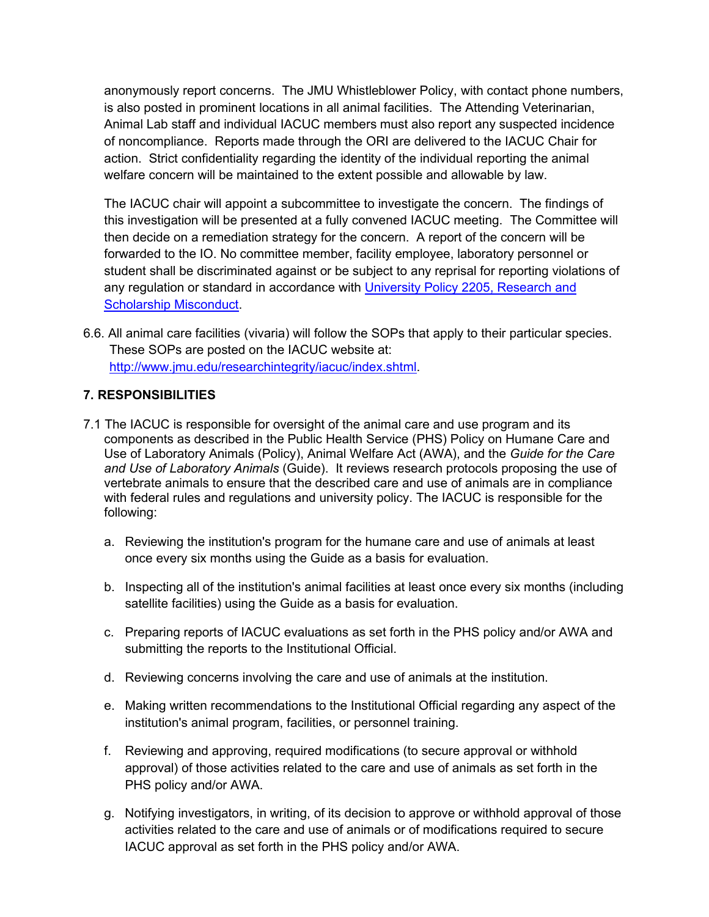anonymously report concerns. The JMU Whistleblower Policy, with contact phone numbers, is also posted in prominent locations in all animal facilities. The Attending Veterinarian, Animal Lab staff and individual IACUC members must also report any suspected incidence of noncompliance. Reports made through the ORI are delivered to the IACUC Chair for action. Strict confidentiality regarding the identity of the individual reporting the animal welfare concern will be maintained to the extent possible and allowable by law.

The IACUC chair will appoint a subcommittee to investigate the concern. The findings of this investigation will be presented at a fully convened IACUC meeting. The Committee will then decide on a remediation strategy for the concern. A report of the concern will be forwarded to the IO. No committee member, facility employee, laboratory personnel or student shall be discriminated against or be subject to any reprisal for reporting violations of any regulation or standard in accordance with [University Policy 2205, Research and Scholarship Misconduct](#).

6.6. All animal care facilities (vivaria) will follow the SOPs that apply to their particular species. These SOPs are posted on the IACUC website at: [http://www.jmu.edu/researchintegrity/iacuc/index.shtml](http://www.jmu.edu/researchintegrity/iacuc/index.shtml).

## 7. RESPONSIBILITIES

7.1 The IACUC is responsible for oversight of the animal care and use program and its components as described in the Public Health Service (PHS) Policy on Humane Care and Use of Laboratory Animals (Policy), Animal Welfare Act (AWA), and the *Guide for the Care and Use of Laboratory Animals* (Guide). It reviews research protocols proposing the use of vertebrate animals to ensure that the described care and use of animals are in compliance with federal rules and regulations and university policy. The IACUC is responsible for the following:

a. Reviewing the institution's program for the humane care and use of animals at least once every six months using the Guide as a basis for evaluation.

b. Inspecting all of the institution's animal facilities at least once every six months (including satellite facilities) using the Guide as a basis for evaluation.

c. Preparing reports of IACUC evaluations as set forth in the PHS policy and/or AWA and submitting the reports to the Institutional Official.

d. Reviewing concerns involving the care and use of animals at the institution.

e. Making written recommendations to the Institutional Official regarding any aspect of the institution's animal program, facilities, or personnel training.

f. Reviewing and approving, required modifications (to secure approval or withhold approval) of those activities related to the care and use of animals as set forth in the PHS policy and/or AWA.

g. Notifying investigators, in writing, of its decision to approve or withhold approval of those activities related to the care and use of animals or of modifications required to secure IACUC approval as set forth in the PHS policy and/or AWA.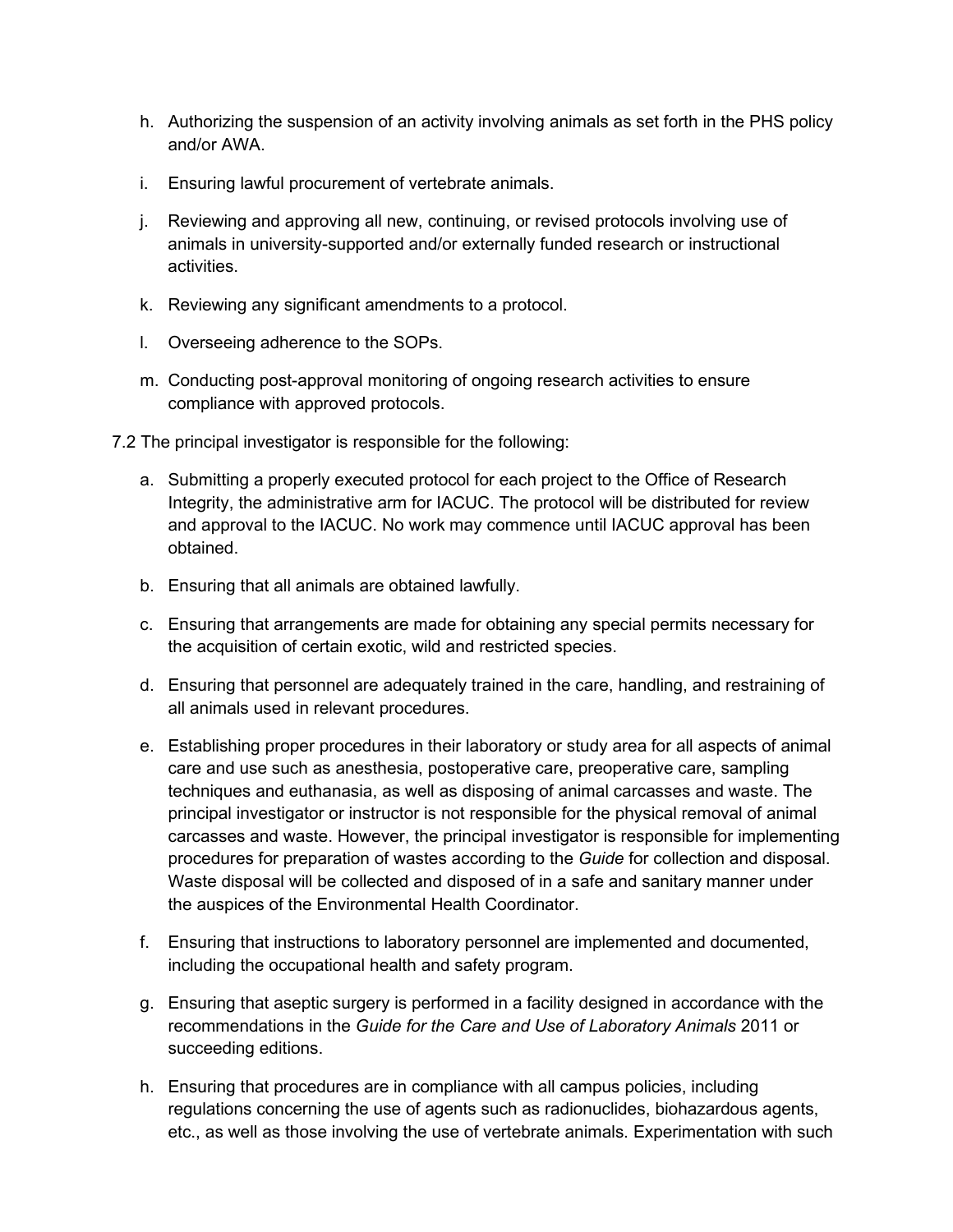h. Authorizing the suspension of an activity involving animals as set forth in the PHS policy and/or AWA.

i. Ensuring lawful procurement of vertebrate animals.

j. Reviewing and approving all new, continuing, or revised protocols involving use of animals in university-supported and/or externally funded research or instructional activities.

k. Reviewing any significant amendments to a protocol.

l. Overseeing adherence to the SOPs.

m. Conducting post-approval monitoring of ongoing research activities to ensure compliance with approved protocols.

7.2 The principal investigator is responsible for the following:

a. Submitting a properly executed protocol for each project to the Office of Research Integrity, the administrative arm for IACUC. The protocol will be distributed for review and approval to the IACUC. No work may commence until IACUC approval has been obtained.

b. Ensuring that all animals are obtained lawfully.

c. Ensuring that arrangements are made for obtaining any special permits necessary for the acquisition of certain exotic, wild and restricted species.

d. Ensuring that personnel are adequately trained in the care, handling, and restraining of all animals used in relevant procedures.

e. Establishing proper procedures in their laboratory or study area for all aspects of animal care and use such as anesthesia, postoperative care, preoperative care, sampling techniques and euthanasia, as well as disposing of animal carcasses and waste. The principal investigator or instructor is not responsible for the physical removal of animal carcasses and waste. However, the principal investigator is responsible for implementing procedures for preparation of wastes according to the *Guide* for collection and disposal. Waste disposal will be collected and disposed of in a safe and sanitary manner under the auspices of the Environmental Health Coordinator.

f. Ensuring that instructions to laboratory personnel are implemented and documented, including the occupational health and safety program.

g. Ensuring that aseptic surgery is performed in a facility designed in accordance with the recommendations in the *Guide for the Care and Use of Laboratory Animals* 2011 or succeeding editions.

h. Ensuring that procedures are in compliance with all campus policies, including regulations concerning the use of agents such as radionuclides, biohazardous agents, etc., as well as those involving the use of vertebrate animals. Experimentation with such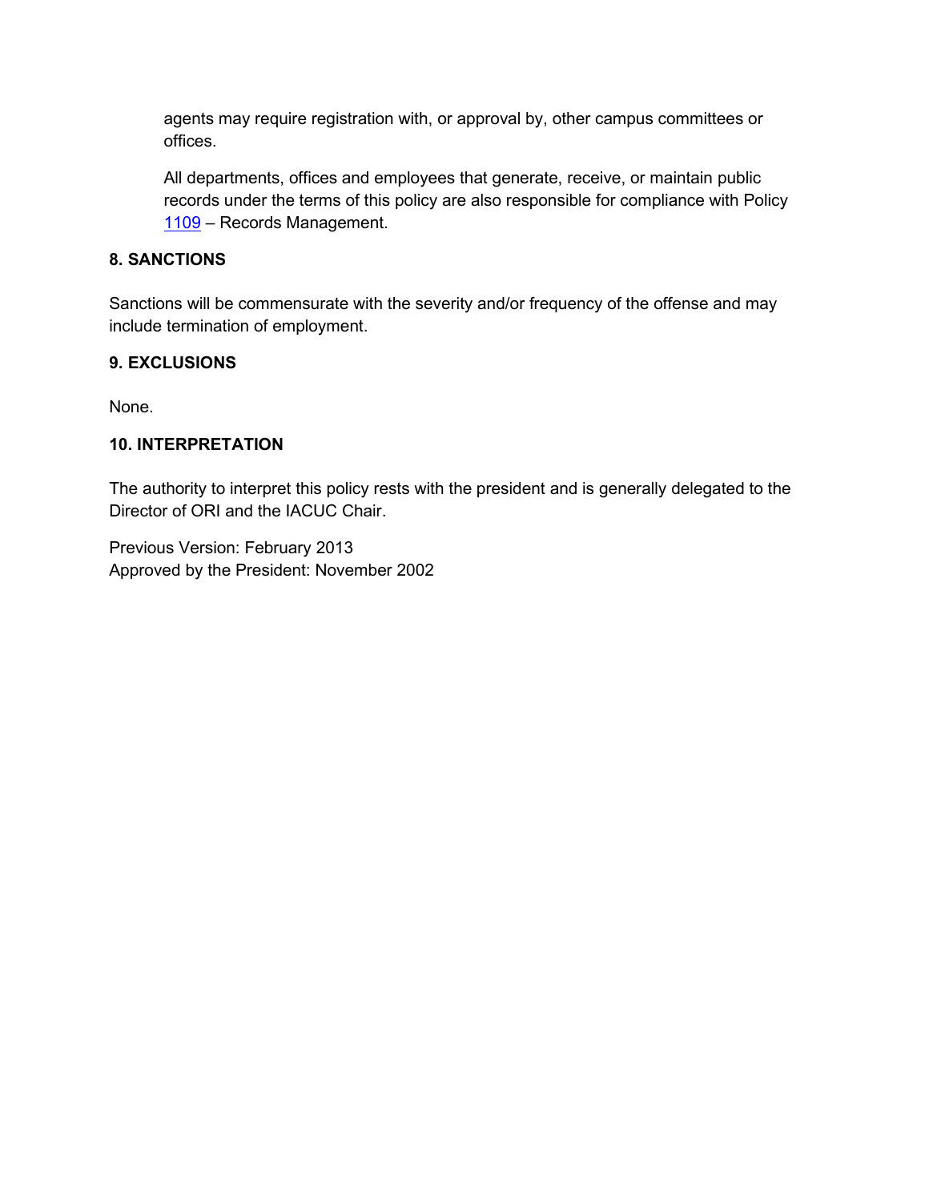agents may require registration with, or approval by, other campus committees or offices.

All departments, offices and employees that generate, receive, or maintain public records under the terms of this policy are also responsible for compliance with Policy 1109 – Records Management.

## 8. SANCTIONS

Sanctions will be commensurate with the severity and/or frequency of the offense and may include termination of employment.

## 9. EXCLUSIONS

None.

## 10. INTERPRETATION

The authority to interpret this policy rests with the president and is generally delegated to the Director of ORI and the IACUC Chair.

Previous Version: February 2013
Approved by the President: November 2002